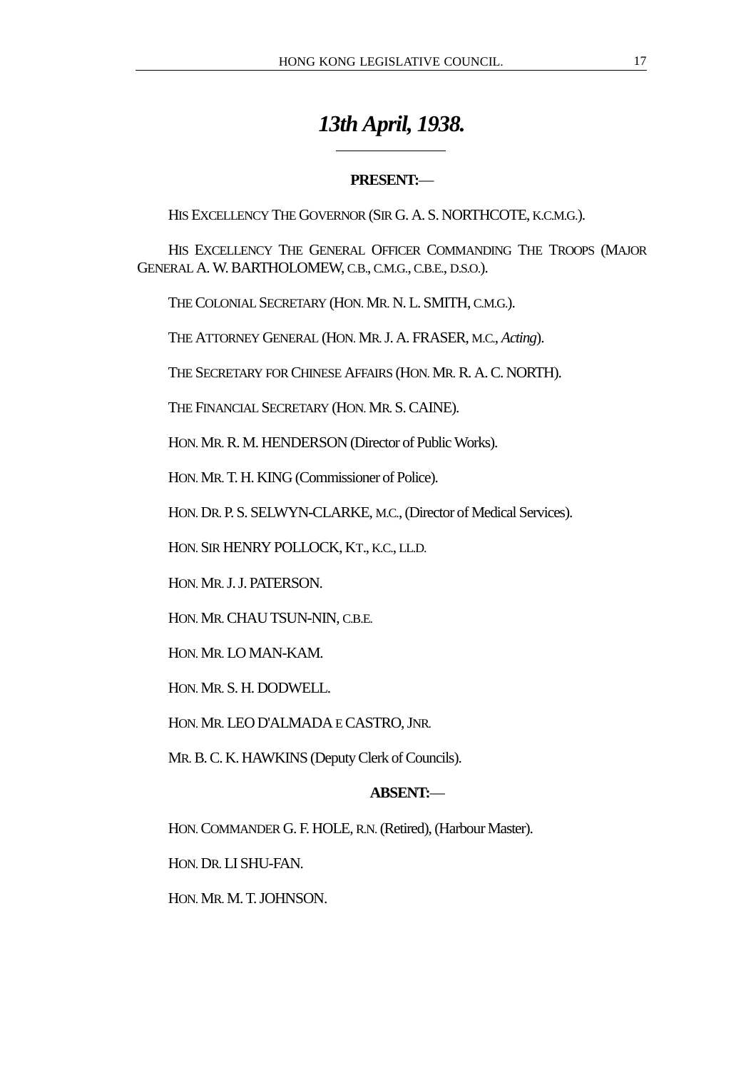# *13th April, 1938.*

**PRESENT:**—

HIS EXCELLENCY THE GOVERNOR (SIR G. A. S. NORTHCOTE, K.C.M.G.).

HIS EXCELLENCY THE GENERAL OFFICER COMMANDING THE TROOPS (MAJOR GENERAL A. W. BARTHOLOMEW, C.B., C.M.G., C.B.E., D.S.O.).

THE COLONIAL SECRETARY (HON. MR. N. L. SMITH, C.M.G.).

THE ATTORNEY GENERAL (HON. MR. J. A. FRASER, M.C., *Acting*).

THE SECRETARY FOR CHINESE AFFAIRS (HON. MR. R. A. C. NORTH).

THE FINANCIAL SECRETARY (HON. MR. S. CAINE).

HON. MR. R. M. HENDERSON (Director of Public Works).

HON. MR. T. H. KING (Commissioner of Police).

HON. DR. P. S. SELWYN-CLARKE, M.C., (Director of Medical Services).

HON. SIR HENRY POLLOCK, KT., K.C., LL.D.

HON. MR. J. J. PATERSON.

HON. MR. CHAU TSUN-NIN, C.B.E.

HON. MR. LO MAN-KAM.

HON. MR. S. H. DODWELL.

HON. MR. LEO D'ALMADA E CASTRO, JNR.

MR. B. C. K. HAWKINS (Deputy Clerk of Councils).

**ABSENT:**—

HON. COMMANDER G. F. HOLE, R.N. (Retired), (Harbour Master).

HON. DR. LI SHU-FAN.

HON. MR. M. T. JOHNSON.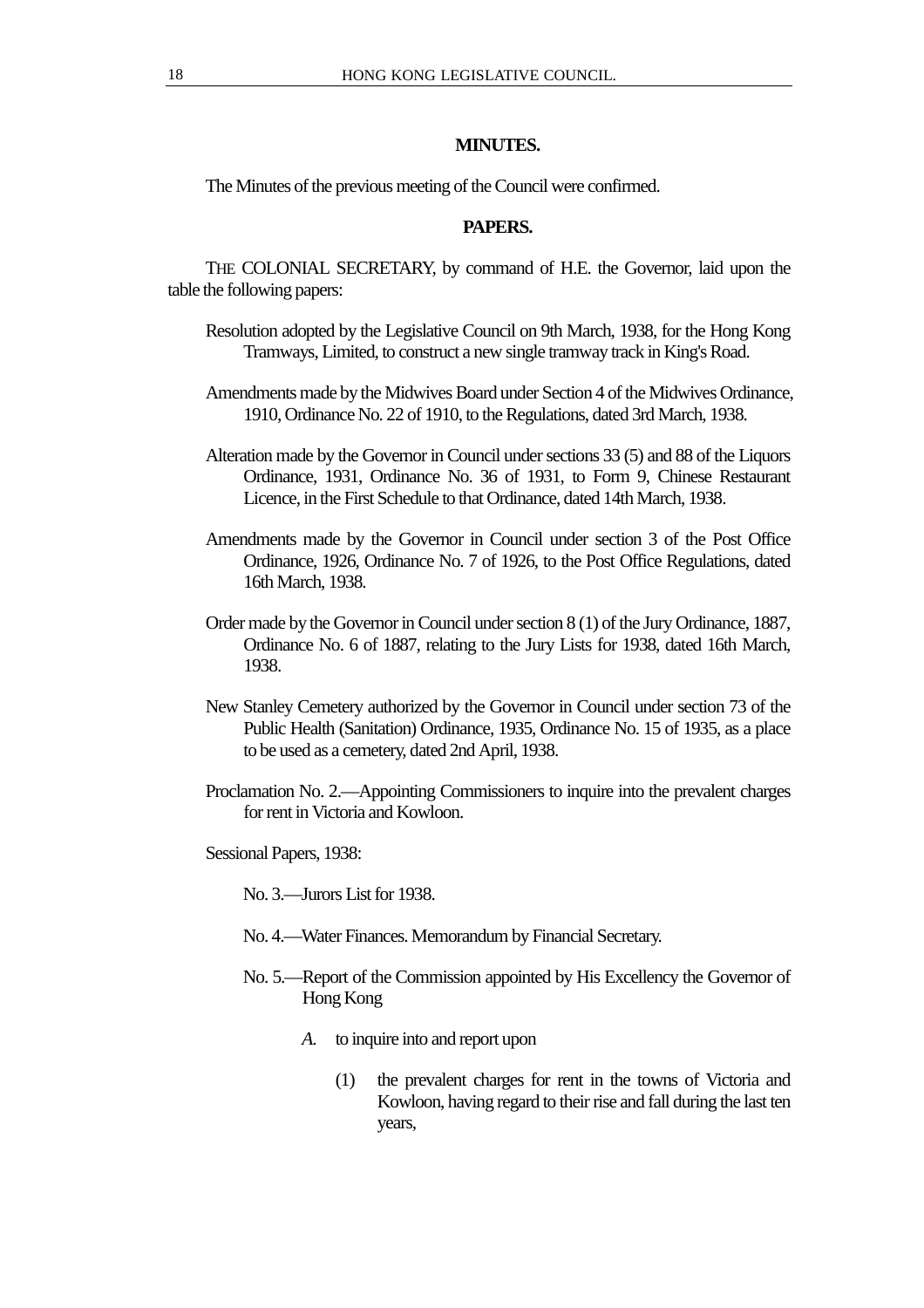## MINUTES.

The Minutes of the previous meeting of the Council were confirmed.

## PAPERS.

THE COLONIAL SECRETARY, by command of H.E. the Governor, laid upon the table the following papers:

Resolution adopted by the Legislative Council on 9th March, 1938, for the Hong Kong Tramways, Limited, to construct a new single tramway track in King's Road.

Amendments made by the Midwives Board under Section 4 of the Midwives Ordinance, 1910, Ordinance No. 22 of 1910, to the Regulations, dated 3rd March, 1938.

Alteration made by the Governor in Council under sections 33 (5) and 88 of the Liquors Ordinance, 1931, Ordinance No. 36 of 1931, to Form 9, Chinese Restaurant Licence, in the First Schedule to that Ordinance, dated 14th March, 1938.

Amendments made by the Governor in Council under section 3 of the Post Office Ordinance, 1926, Ordinance No. 7 of 1926, to the Post Office Regulations, dated 16th March, 1938.

Order made by the Governor in Council under section 8 (1) of the Jury Ordinance, 1887, Ordinance No. 6 of 1887, relating to the Jury Lists for 1938, dated 16th March, 1938.

New Stanley Cemetery authorized by the Governor in Council under section 73 of the Public Health (Sanitation) Ordinance, 1935, Ordinance No. 15 of 1935, as a place to be used as a cemetery, dated 2nd April, 1938.

Proclamation No. 2.—Appointing Commissioners to inquire into the prevalent charges for rent in Victoria and Kowloon.

Sessional Papers, 1938:

No. 3.—Jurors List for 1938.

No. 4.—Water Finances. Memorandum by Financial Secretary.

No. 5.—Report of the Commission appointed by His Excellency the Governor of Hong Kong

*A.* to inquire into and report upon

(1) the prevalent charges for rent in the towns of Victoria and Kowloon, having regard to their rise and fall during the last ten years,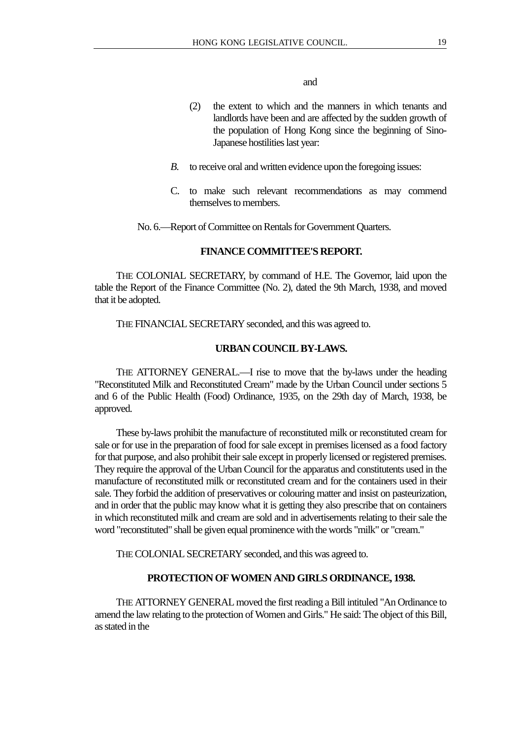and

(2) the extent to which and the manners in which tenants and landlords have been and are affected by the sudden growth of the population of Hong Kong since the beginning of Sino-Japanese hostilities last year:

*B.* to receive oral and written evidence upon the foregoing issues:

C. to make such relevant recommendations as may commend themselves to members.

No. 6.—Report of Committee on Rentals for Government Quarters.

### FINANCE COMMITTEE'S REPORT.

THE COLONIAL SECRETARY, by command of H.E. The Governor, laid upon the table the Report of the Finance Committee (No. 2), dated the 9th March, 1938, and moved that it be adopted.

THE FINANCIAL SECRETARY seconded, and this was agreed to.

### URBAN COUNCIL BY-LAWS.

THE ATTORNEY GENERAL.—I rise to move that the by-laws under the heading "Reconstituted Milk and Reconstituted Cream" made by the Urban Council under sections 5 and 6 of the Public Health (Food) Ordinance, 1935, on the 29th day of March, 1938, be approved.

These by-laws prohibit the manufacture of reconstituted milk or reconstituted cream for sale or for use in the preparation of food for sale except in premises licensed as a food factory for that purpose, and also prohibit their sale except in properly licensed or registered premises. They require the approval of the Urban Council for the apparatus and constitutents used in the manufacture of reconstituted milk or reconstituted cream and for the containers used in their sale. They forbid the addition of preservatives or colouring matter and insist on pasteurization, and in order that the public may know what it is getting they also prescribe that on containers in which reconstituted milk and cream are sold and in advertisements relating to their sale the word "reconstituted" shall be given equal prominence with the words "milk" or "cream."

THE COLONIAL SECRETARY seconded, and this was agreed to.

### PROTECTION OF WOMEN AND GIRLS ORDINANCE, 1938.

THE ATTORNEY GENERAL moved the first reading a Bill intituled "An Ordinance to amend the law relating to the protection of Women and Girls." He said: The object of this Bill, as stated in the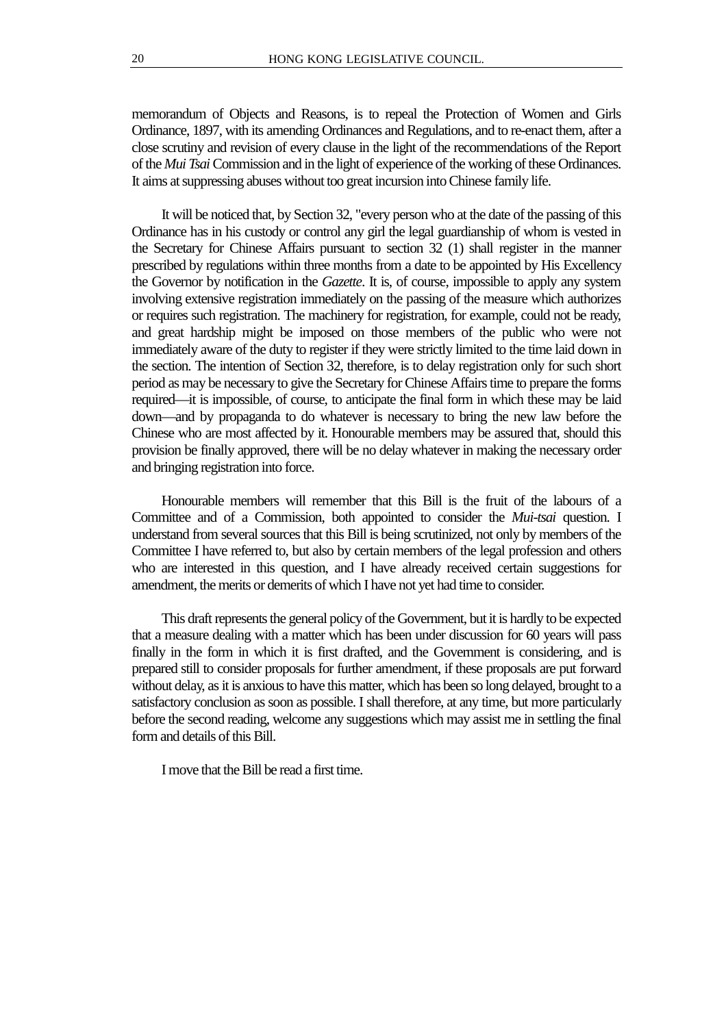memorandum of Objects and Reasons, is to repeal the Protection of Women and Girls Ordinance, 1897, with its amending Ordinances and Regulations, and to re-enact them, after a close scrutiny and revision of every clause in the light of the recommendations of the Report of the *Mui Tsai* Commission and in the light of experience of the working of these Ordinances. It aims at suppressing abuses without too great incursion into Chinese family life.

It will be noticed that, by Section 32, "every person who at the date of the passing of this Ordinance has in his custody or control any girl the legal guardianship of whom is vested in the Secretary for Chinese Affairs pursuant to section 32 (1) shall register in the manner prescribed by regulations within three months from a date to be appointed by His Excellency the Governor by notification in the *Gazette*. It is, of course, impossible to apply any system involving extensive registration immediately on the passing of the measure which authorizes or requires such registration. The machinery for registration, for example, could not be ready, and great hardship might be imposed on those members of the public who were not immediately aware of the duty to register if they were strictly limited to the time laid down in the section. The intention of Section 32, therefore, is to delay registration only for such short period as may be necessary to give the Secretary for Chinese Affairs time to prepare the forms required—it is impossible, of course, to anticipate the final form in which these may be laid down—and by propaganda to do whatever is necessary to bring the new law before the Chinese who are most affected by it. Honourable members may be assured that, should this provision be finally approved, there will be no delay whatever in making the necessary order and bringing registration into force.

Honourable members will remember that this Bill is the fruit of the labours of a Committee and of a Commission, both appointed to consider the *Mui-tsai* question. I understand from several sources that this Bill is being scrutinized, not only by members of the Committee I have referred to, but also by certain members of the legal profession and others who are interested in this question, and I have already received certain suggestions for amendment, the merits or demerits of which I have not yet had time to consider.

This draft represents the general policy of the Government, but it is hardly to be expected that a measure dealing with a matter which has been under discussion for 60 years will pass finally in the form in which it is first drafted, and the Government is considering, and is prepared still to consider proposals for further amendment, if these proposals are put forward without delay, as it is anxious to have this matter, which has been so long delayed, brought to a satisfactory conclusion as soon as possible. I shall therefore, at any time, but more particularly before the second reading, welcome any suggestions which may assist me in settling the final form and details of this Bill.

I move that the Bill be read a first time.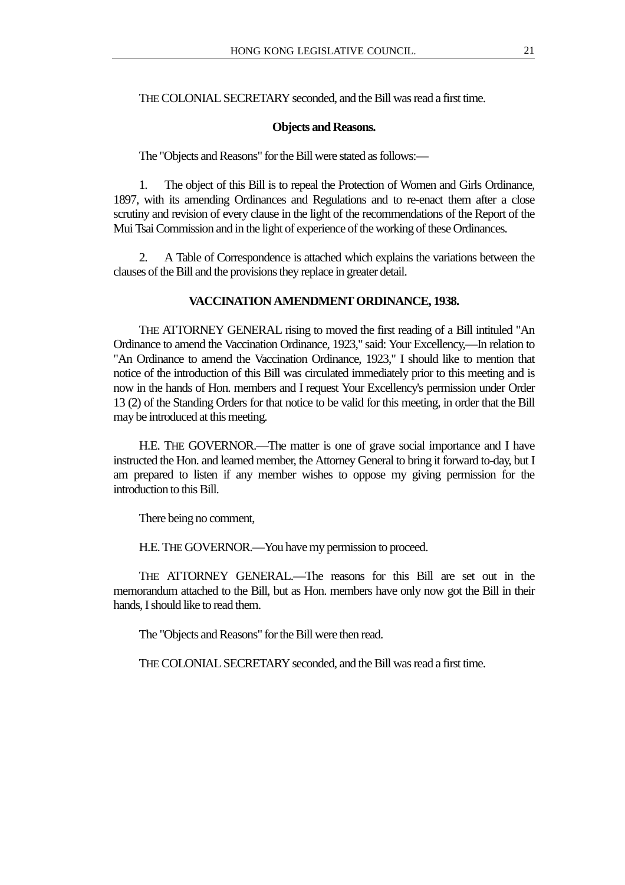THE COLONIAL SECRETARY seconded, and the Bill was read a first time.

**Objects and Reasons.**

The "Objects and Reasons" for the Bill were stated as follows:—

1. The object of this Bill is to repeal the Protection of Women and Girls Ordinance, 1897, with its amending Ordinances and Regulations and to re-enact them after a close scrutiny and revision of every clause in the light of the recommendations of the Report of the Mui Tsai Commission and in the light of experience of the working of these Ordinances.

2. A Table of Correspondence is attached which explains the variations between the clauses of the Bill and the provisions they replace in greater detail.

**VACCINATION AMENDMENT ORDINANCE, 1938.**

THE ATTORNEY GENERAL rising to moved the first reading of a Bill intituled "An Ordinance to amend the Vaccination Ordinance, 1923," said: Your Excellency,—In relation to "An Ordinance to amend the Vaccination Ordinance, 1923," I should like to mention that notice of the introduction of this Bill was circulated immediately prior to this meeting and is now in the hands of Hon. members and I request Your Excellency's permission under Order 13 (2) of the Standing Orders for that notice to be valid for this meeting, in order that the Bill may be introduced at this meeting.

H.E. THE GOVERNOR.—The matter is one of grave social importance and I have instructed the Hon. and learned member, the Attorney General to bring it forward to-day, but I am prepared to listen if any member wishes to oppose my giving permission for the introduction to this Bill.

There being no comment,

H.E. THE GOVERNOR.—You have my permission to proceed.

THE ATTORNEY GENERAL.—The reasons for this Bill are set out in the memorandum attached to the Bill, but as Hon. members have only now got the Bill in their hands, I should like to read them.

The "Objects and Reasons" for the Bill were then read.

THE COLONIAL SECRETARY seconded, and the Bill was read a first time.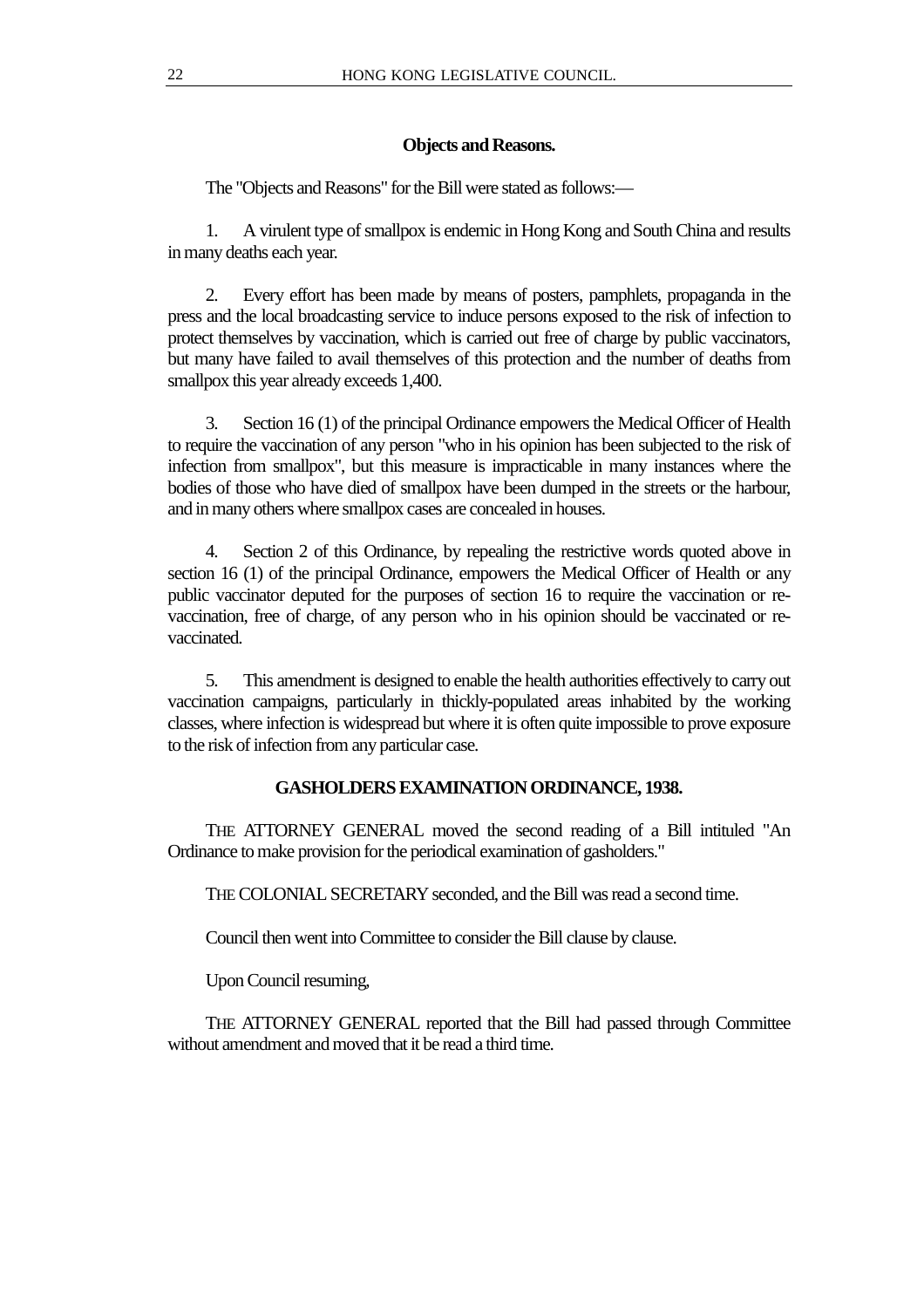### Objects and Reasons.

The "Objects and Reasons" for the Bill were stated as follows:—

1. A virulent type of smallpox is endemic in Hong Kong and South China and results in many deaths each year.

2. Every effort has been made by means of posters, pamphlets, propaganda in the press and the local broadcasting service to induce persons exposed to the risk of infection to protect themselves by vaccination, which is carried out free of charge by public vaccinators, but many have failed to avail themselves of this protection and the number of deaths from smallpox this year already exceeds 1,400.

3. Section 16 (1) of the principal Ordinance empowers the Medical Officer of Health to require the vaccination of any person "who in his opinion has been subjected to the risk of infection from smallpox", but this measure is impracticable in many instances where the bodies of those who have died of smallpox have been dumped in the streets or the harbour, and in many others where smallpox cases are concealed in houses.

4. Section 2 of this Ordinance, by repealing the restrictive words quoted above in section 16 (1) of the principal Ordinance, empowers the Medical Officer of Health or any public vaccinator deputed for the purposes of section 16 to require the vaccination or re-vaccination, free of charge, of any person who in his opinion should be vaccinated or re-vaccinated.

5. This amendment is designed to enable the health authorities effectively to carry out vaccination campaigns, particularly in thickly-populated areas inhabited by the working classes, where infection is widespread but where it is often quite impossible to prove exposure to the risk of infection from any particular case.

### GASHOLDERS EXAMINATION ORDINANCE, 1938.

THE ATTORNEY GENERAL moved the second reading of a Bill intituled "An Ordinance to make provision for the periodical examination of gasholders."

THE COLONIAL SECRETARY seconded, and the Bill was read a second time.

Council then went into Committee to consider the Bill clause by clause.

Upon Council resuming,

THE ATTORNEY GENERAL reported that the Bill had passed through Committee without amendment and moved that it be read a third time.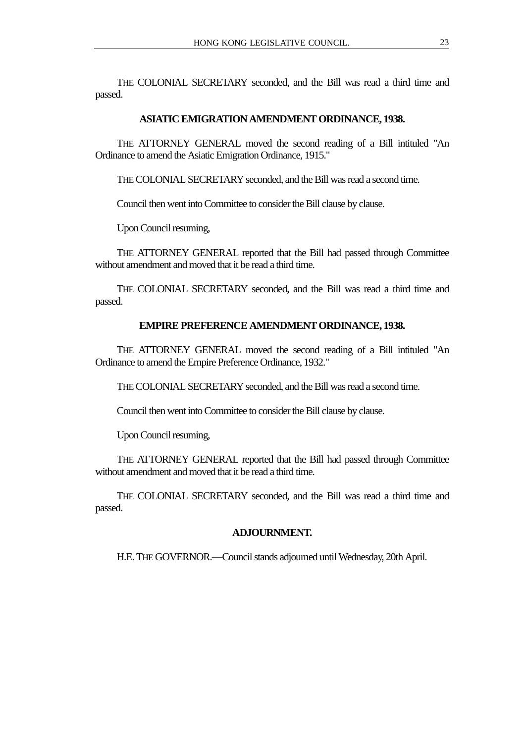THE COLONIAL SECRETARY seconded, and the Bill was read a third time and passed.

## ASIATIC EMIGRATION AMENDMENT ORDINANCE, 1938.

THE ATTORNEY GENERAL moved the second reading of a Bill intituled "An Ordinance to amend the Asiatic Emigration Ordinance, 1915."

THE COLONIAL SECRETARY seconded, and the Bill was read a second time.

Council then went into Committee to consider the Bill clause by clause.

Upon Council resuming,

THE ATTORNEY GENERAL reported that the Bill had passed through Committee without amendment and moved that it be read a third time.

THE COLONIAL SECRETARY seconded, and the Bill was read a third time and passed.

## EMPIRE PREFERENCE AMENDMENT ORDINANCE, 1938.

THE ATTORNEY GENERAL moved the second reading of a Bill intituled "An Ordinance to amend the Empire Preference Ordinance, 1932."

THE COLONIAL SECRETARY seconded, and the Bill was read a second time.

Council then went into Committee to consider the Bill clause by clause.

Upon Council resuming,

THE ATTORNEY GENERAL reported that the Bill had passed through Committee without amendment and moved that it be read a third time.

THE COLONIAL SECRETARY seconded, and the Bill was read a third time and passed.

## ADJOURNMENT.

H.E. THE GOVERNOR.—Council stands adjourned until Wednesday, 20th April.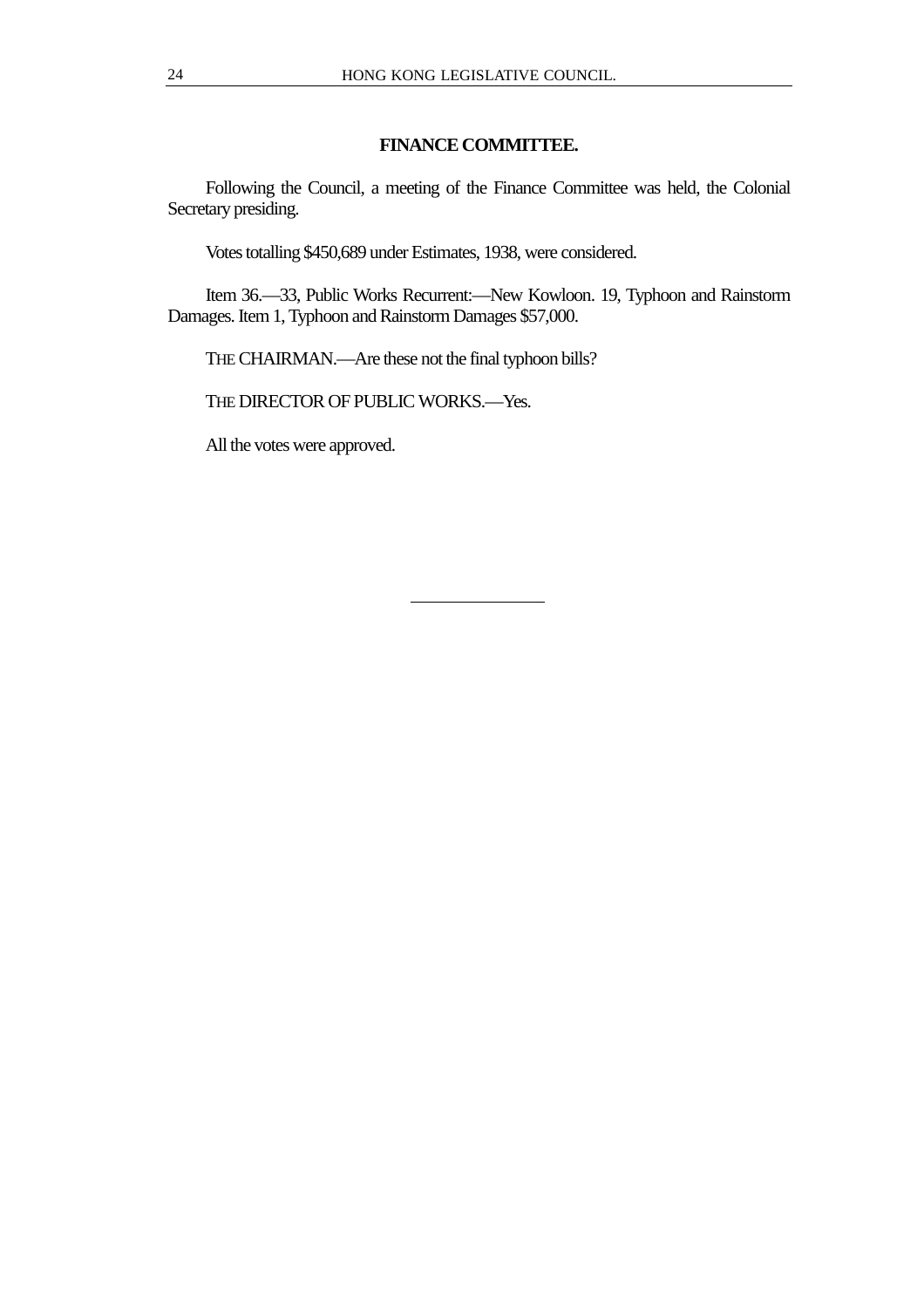## FINANCE COMMITTEE.

Following the Council, a meeting of the Finance Committee was held, the Colonial Secretary presiding.

Votes totalling $450,689 under Estimates, 1938, were considered.

Item 36.—33, Public Works Recurrent:—New Kowloon. 19, Typhoon and Rainstorm Damages. Item 1, Typhoon and Rainstorm Damages $57,000.

THE CHAIRMAN.—Are these not the final typhoon bills?

THE DIRECTOR OF PUBLIC WORKS.—Yes.

All the votes were approved.